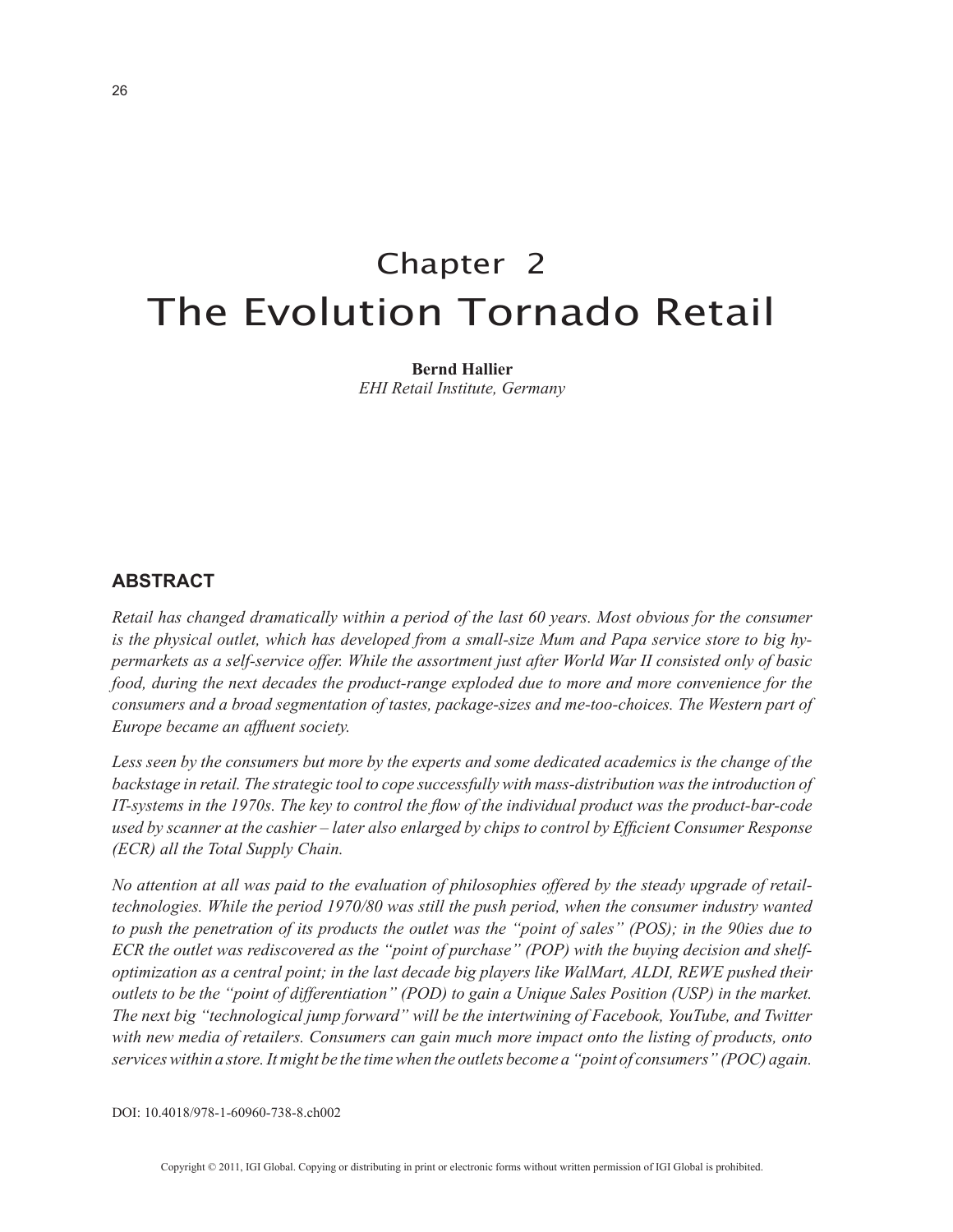# Chapter 2
# The Evolution Tornado Retail

**Bernd Hallier**
*EHI Retail Institute, Germany*

## ABSTRACT

*Retail has changed dramatically within a period of the last 60 years. Most obvious for the consumer is the physical outlet, which has developed from a small-size Mum and Papa service store to big hypermarkets as a self-service offer. While the assortment just after World War II consisted only of basic food, during the next decades the product-range exploded due to more and more convenience for the consumers and a broad segmentation of tastes, package-sizes and me-too-choices. The Western part of Europe became an affluent society.*

*Less seen by the consumers but more by the experts and some dedicated academics is the change of the backstage in retail. The strategic tool to cope successfully with mass-distribution was the introduction of IT-systems in the 1970s. The key to control the flow of the individual product was the product-bar-code used by scanner at the cashier – later also enlarged by chips to control by Efficient Consumer Response (ECR) all the Total Supply Chain.*

*No attention at all was paid to the evaluation of philosophies offered by the steady upgrade of retail-technologies. While the period 1970/80 was still the push period, when the consumer industry wanted to push the penetration of its products the outlet was the "point of sales" (POS); in the 90ies due to ECR the outlet was rediscovered as the "point of purchase" (POP) with the buying decision and shelf-optimization as a central point; in the last decade big players like WalMart, ALDI, REWE pushed their outlets to be the "point of differentiation" (POD) to gain a Unique Sales Position (USP) in the market. The next big "technological jump forward" will be the intertwining of Facebook, YouTube, and Twitter with new media of retailers. Consumers can gain much more impact onto the listing of products, onto services within a store. It might be the time when the outlets become a "point of consumers" (POC) again.*

DOI: 10.4018/978-1-60960-738-8.ch002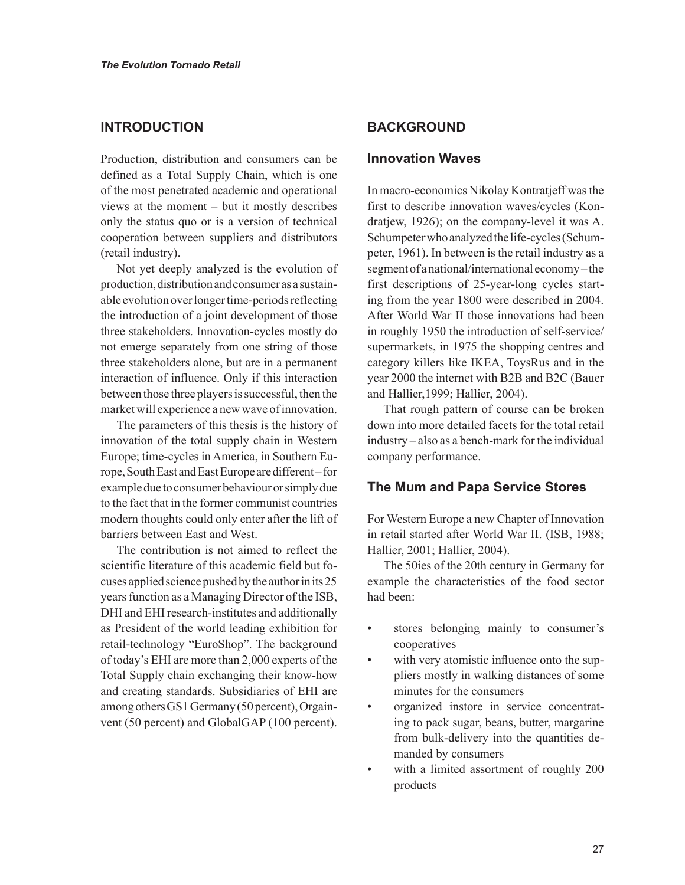## INTRODUCTION

Production, distribution and consumers can be defined as a Total Supply Chain, which is one of the most penetrated academic and operational views at the moment – but it mostly describes only the status quo or is a version of technical cooperation between suppliers and distributors (retail industry).

Not yet deeply analyzed is the evolution of production, distribution and consumer as a sustainable evolution over longer time-periods reflecting the introduction of a joint development of those three stakeholders. Innovation-cycles mostly do not emerge separately from one string of those three stakeholders alone, but are in a permanent interaction of influence. Only if this interaction between those three players is successful, then the market will experience a new wave of innovation.

The parameters of this thesis is the history of innovation of the total supply chain in Western Europe; time-cycles in America, in Southern Europe, South East and East Europe are different – for example due to consumer behaviour or simply due to the fact that in the former communist countries modern thoughts could only enter after the lift of barriers between East and West.

The contribution is not aimed to reflect the scientific literature of this academic field but focuses applied science pushed by the author in its 25 years function as a Managing Director of the ISB, DHI and EHI research-institutes and additionally as President of the world leading exhibition for retail-technology "EuroShop". The background of today's EHI are more than 2,000 experts of the Total Supply chain exchanging their know-how and creating standards. Subsidiaries of EHI are among others GS1 Germany (50 percent), Orgainvent (50 percent) and GlobalGAP (100 percent).

## BACKGROUND

### Innovation Waves

In macro-economics Nikolay Kontratjeff was the first to describe innovation waves/cycles (Kondratjew, 1926); on the company-level it was A. Schumpeter who analyzed the life-cycles (Schumpeter, 1961). In between is the retail industry as a segment of a national/international economy – the first descriptions of 25-year-long cycles starting from the year 1800 were described in 2004. After World War II those innovations had been in roughly 1950 the introduction of self-service/ supermarkets, in 1975 the shopping centres and category killers like IKEA, ToysRus and in the year 2000 the internet with B2B and B2C (Bauer and Hallier,1999; Hallier, 2004).

That rough pattern of course can be broken down into more detailed facets for the total retail industry – also as a bench-mark for the individual company performance.

### The Mum and Papa Service Stores

For Western Europe a new Chapter of Innovation in retail started after World War II. (ISB, 1988; Hallier, 2001; Hallier, 2004).

The 50ies of the 20th century in Germany for example the characteristics of the food sector had been:

- stores belonging mainly to consumer's cooperatives
- with very atomistic influence onto the suppliers mostly in walking distances of some minutes for the consumers
- organized instore in service concentrating to pack sugar, beans, butter, margarine from bulk-delivery into the quantities demanded by consumers
- with a limited assortment of roughly 200 products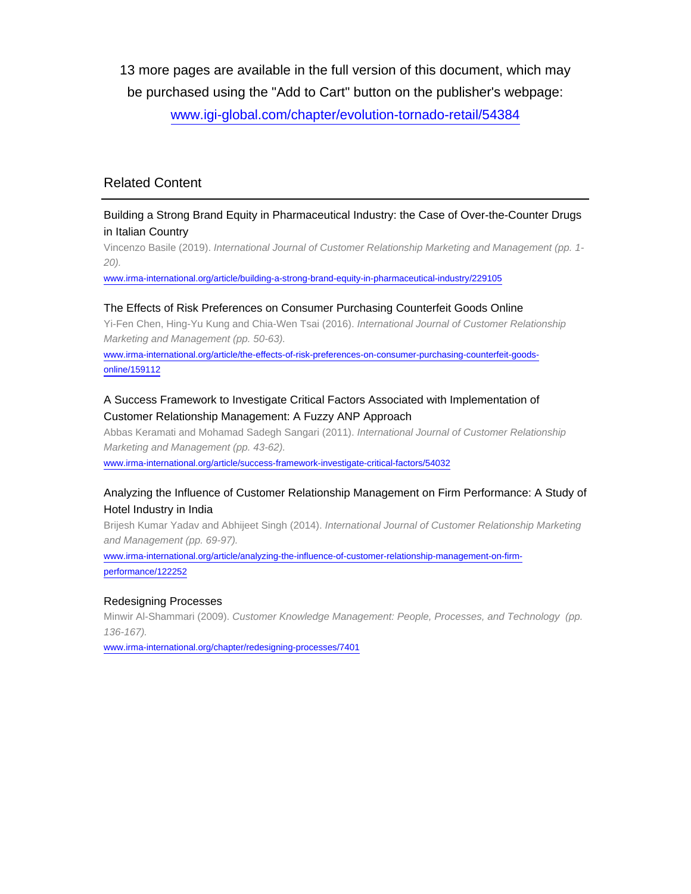13 more pages are available in the full version of this document, which may be purchased using the "Add to Cart" button on the publisher's webpage: [www.igi-global.com/chapter/evolution-tornado-retail/54384](www.igi-global.com/chapter/evolution-tornado-retail/54384)

## Related Content

**Building a Strong Brand Equity in Pharmaceutical Industry: the Case of Over-the-Counter Drugs in Italian Country**
Vincenzo Basile (2019). *International Journal of Customer Relationship Marketing and Management (pp. 1-20).*
[www.irma-international.org/article/building-a-strong-brand-equity-in-pharmaceutical-industry/229105](www.irma-international.org/article/building-a-strong-brand-equity-in-pharmaceutical-industry/229105)

**The Effects of Risk Preferences on Consumer Purchasing Counterfeit Goods Online**
Yi-Fen Chen, Hing-Yu Kung and Chia-Wen Tsai (2016). *International Journal of Customer Relationship Marketing and Management (pp. 50-63).*
[www.irma-international.org/article/the-effects-of-risk-preferences-on-consumer-purchasing-counterfeit-goods-online/159112](www.irma-international.org/article/the-effects-of-risk-preferences-on-consumer-purchasing-counterfeit-goods-online/159112)

**A Success Framework to Investigate Critical Factors Associated with Implementation of Customer Relationship Management: A Fuzzy ANP Approach**
Abbas Keramati and Mohamad Sadegh Sangari (2011). *International Journal of Customer Relationship Marketing and Management (pp. 43-62).*
[www.irma-international.org/article/success-framework-investigate-critical-factors/54032](www.irma-international.org/article/success-framework-investigate-critical-factors/54032)

**Analyzing the Influence of Customer Relationship Management on Firm Performance: A Study of Hotel Industry in India**
Brijesh Kumar Yadav and Abhijeet Singh (2014). *International Journal of Customer Relationship Marketing and Management (pp. 69-97).*
[www.irma-international.org/article/analyzing-the-influence-of-customer-relationship-management-on-firm-performance/122252](www.irma-international.org/article/analyzing-the-influence-of-customer-relationship-management-on-firm-performance/122252)

**Redesigning Processes**
Minwir Al-Shammari (2009). *Customer Knowledge Management: People, Processes, and Technology (pp. 136-167).*
[www.irma-international.org/chapter/redesigning-processes/7401](www.irma-international.org/chapter/redesigning-processes/7401)